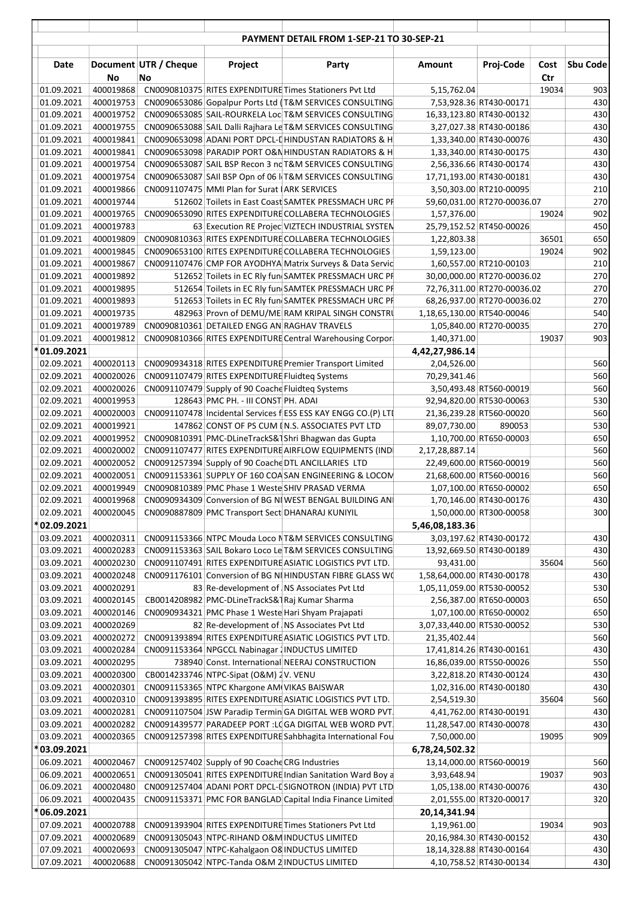# PAYMENT DETAIL FROM 1-SEP-21 TO 30-SEP-21

| Date | Document No | UTR / Cheque No | Project | Party | Amount | Proj-Code | Cost Ctr | Sbu Code |
|---|---|---|---|---|---|---|---|---|
| 01.09.2021 | 400019868 | CN0090810375 | RITES EXPENDITURE | Times Stationers Pvt Ltd | 5,15,762.04 | | 19034 | 903 |
| 01.09.2021 | 400019753 | CN0090653086 | Gopalpur Ports Ltd ( | T&M SERVICES CONSULTING | 7,53,928.36 | RT430-00171 | | 430 |
| 01.09.2021 | 400019752 | CN0090653085 | SAIL-ROURKELA Loc | T&M SERVICES CONSULTING | 16,33,123.80 | RT430-00132 | | 430 |
| 01.09.2021 | 400019755 | CN0090653088 | SAIL Dalli Rajhara Le | T&M SERVICES CONSULTING | 3,27,027.38 | RT430-00186 | | 430 |
| 01.09.2021 | 400019841 | CN0090653098 | ADANI PORT DPCL-D | HINDUSTAN RADIATORS & H | 1,33,340.00 | RT430-00076 | | 430 |
| 01.09.2021 | 400019841 | CN0090653098 | PARADIP PORT O&M | HINDUSTAN RADIATORS & H | 1,33,340.00 | RT430-00175 | | 430 |
| 01.09.2021 | 400019754 | CN0090653087 | SAIL BSP Recon 3 nc | T&M SERVICES CONSULTING | 2,56,336.66 | RT430-00174 | | 430 |
| 01.09.2021 | 400019754 | CN0090653087 | SAIl BSP Opn of 06 I | T&M SERVICES CONSULTING | 17,71,193.00 | RT430-00181 | | 430 |
| 01.09.2021 | 400019866 | CN0091107475 | MMI Plan for Surat I | ARK SERVICES | 3,50,303.00 | RT210-00095 | | 210 |
| 01.09.2021 | 400019744 | 512602 | Toilets in East Coast | SAMTEK PRESSMACH URC PF | 59,60,031.00 | RT270-00036.07 | | 270 |
| 01.09.2021 | 400019765 | CN0090653090 | RITES EXPENDITURE | COLLABERA TECHNOLOGIES | 1,57,376.00 | | 19024 | 902 |
| 01.09.2021 | 400019783 | 63 | Execution RE Projec | VIZTECH INDUSTRIAL SYSTEN | 25,79,152.52 | RT450-00026 | | 450 |
| 01.09.2021 | 400019809 | CN0090810363 | RITES EXPENDITURE | COLLABERA TECHNOLOGIES | 1,22,803.38 | | 36501 | 650 |
| 01.09.2021 | 400019845 | CN0090653100 | RITES EXPENDITURE | COLLABERA TECHNOLOGIES | 1,59,123.00 | | 19024 | 902 |
| 01.09.2021 | 400019867 | CN0091107476 | CMP FOR AYODHYA | Matrix Surveys & Data Servic | 1,60,557.00 | RT210-00103 | | 210 |
| 01.09.2021 | 400019892 | 512652 | Toilets in EC Rly fun | SAMTEK PRESSMACH URC PF | 30,00,000.00 | RT270-00036.02 | | 270 |
| 01.09.2021 | 400019895 | 512654 | Toilets in EC Rly fun | SAMTEK PRESSMACH URC PF | 72,76,311.00 | RT270-00036.02 | | 270 |
| 01.09.2021 | 400019893 | 512653 | Toilets in EC Rly fun | SAMTEK PRESSMACH URC PF | 68,26,937.00 | RT270-00036.02 | | 270 |
| 01.09.2021 | 400019735 | 482963 | Provn of DEMU/ME | RAM KRIPAL SINGH CONSTRU | 1,18,65,130.00 | RT540-00046 | | 540 |
| 01.09.2021 | 400019789 | CN0090810361 | DETAILED ENGG AN | RAGHAV TRAVELS | 1,05,840.00 | RT270-00035 | | 270 |
| 01.09.2021 | 400019812 | CN0090810366 | RITES EXPENDITURE | Central Warehousing Corpor | 1,40,371.00 | | 19037 | 903 |
| *01.09.2021 | | | | | 4,42,27,986.14 | | | |
| 02.09.2021 | 400020113 | CN0090934318 | RITES EXPENDITURE | Premier Transport Limited | 2,04,526.00 | | | 560 |
| 02.09.2021 | 400020026 | CN0091107479 | RITES EXPENDITURE | Fluidteq Systems | 70,29,341.46 | | | 560 |
| 02.09.2021 | 400020026 | CN0091107479 | Supply of 90 Coache | Fluidteq Systems | 3,50,493.48 | RT560-00019 | | 560 |
| 02.09.2021 | 400019953 | 128643 | PMC PH. - III CONST | PH. ADAI | 92,94,820.00 | RT530-00063 | | 530 |
| 02.09.2021 | 400020003 | CN0091107478 | Incidental Services f | ESS ESS KAY ENGG CO.(P) LTI | 21,36,239.28 | RT560-00020 | | 560 |
| 02.09.2021 | 400019921 | 147862 | CONST OF PS CUM I | N.S. ASSOCIATES PVT LTD | 89,07,730.00 | 890053 | | 530 |
| 02.09.2021 | 400019952 | CN0090810391 | PMC-DLineTrackS&T | Shri Bhagwan das Gupta | 1,10,700.00 | RT650-00003 | | 650 |
| 02.09.2021 | 400020002 | CN0091107477 | RITES EXPENDITURE | AIRFLOW EQUIPMENTS (IND | 2,17,28,887.14 | | | 560 |
| 02.09.2021 | 400020052 | CN0091257394 | Supply of 90 Coache | DTL ANCILLARIES LTD | 22,49,600.00 | RT560-00019 | | 560 |
| 02.09.2021 | 400020051 | CN0091153361 | SUPPLY OF 160 COA | SAN ENGINEERING & LOCOM | 21,68,600.00 | RT560-00016 | | 560 |
| 02.09.2021 | 400019949 | CN0090810389 | PMC Phase 1 Weste | SHIV PRASAD VERMA | 1,07,100.00 | RT650-00002 | | 650 |
| 02.09.2021 | 400019968 | CN0090934309 | Conversion of BG NI | WEST BENGAL BUILDING ANI | 1,70,146.00 | RT430-00176 | | 430 |
| 02.09.2021 | 400020045 | CN0090887809 | PMC Transport Sect | DHANARAJ KUNIYIL | 1,50,000.00 | RT300-00058 | | 300 |
| *02.09.2021 | | | | | 5,46,08,183.36 | | | |
| 03.09.2021 | 400020311 | CN0091153366 | NTPC Mouda Loco N | T&M SERVICES CONSULTING | 3,03,197.62 | RT430-00172 | | 430 |
| 03.09.2021 | 400020283 | CN0091153363 | SAIL Bokaro Loco Le | T&M SERVICES CONSULTING | 13,92,669.50 | RT430-00189 | | 430 |
| 03.09.2021 | 400020230 | CN0091107491 | RITES EXPENDITURE | ASIATIC LOGISTICS PVT LTD. | 93,431.00 | | 35604 | 560 |
| 03.09.2021 | 400020248 | CN0091176101 | Conversion of BG NI | HINDUSTAN FIBRE GLASS WC | 1,58,64,000.00 | RT430-00178 | | 430 |
| 03.09.2021 | 400020291 | 83 | Re-development of . | NS Associates Pvt Ltd | 1,05,11,059.00 | RT530-00052 | | 530 |
| 03.09.2021 | 400020145 | CB0014208982 | PMC-DLineTrackS&T | Raj Kumar Sharma | 2,56,387.00 | RT650-00003 | | 650 |
| 03.09.2021 | 400020146 | CN0090934321 | PMC Phase 1 Weste | Hari Shyam Prajapati | 1,07,100.00 | RT650-00002 | | 650 |
| 03.09.2021 | 400020269 | 82 | Re-development of . | NS Associates Pvt Ltd | 3,07,33,440.00 | RT530-00052 | | 530 |
| 03.09.2021 | 400020272 | CN0091393894 | RITES EXPENDITURE | ASIATIC LOGISTICS PVT LTD. | 21,35,402.44 | | | 560 |
| 03.09.2021 | 400020284 | CN0091153364 | NPGCCL Nabinagar : | INDUCTUS LIMITED | 17,41,814.26 | RT430-00161 | | 430 |
| 03.09.2021 | 400020295 | 738940 | Const. International | NEERAJ CONSTRUCTION | 16,86,039.00 | RT550-00026 | | 550 |
| 03.09.2021 | 400020300 | CB0014233746 | NTPC-Sipat (O&M) 2 | V. VENU | 3,22,818.20 | RT430-00124 | | 430 |
| 03.09.2021 | 400020301 | CN0091153365 | NTPC Khargone AM( | VIKAS BAISWAR | 1,02,316.00 | RT430-00180 | | 430 |
| 03.09.2021 | 400020310 | CN0091393895 | RITES EXPENDITURE | ASIATIC LOGISTICS PVT LTD. | 2,54,519.30 | | 35604 | 560 |
| 03.09.2021 | 400020281 | CN0091107504 | JSW Paradip Termin | GA DIGITAL WEB WORD PVT. | 4,41,762.00 | RT430-00191 | | 430 |
| 03.09.2021 | 400020282 | CN0091439577 | PARADEEP PORT :LC | GA DIGITAL WEB WORD PVT. | 11,28,547.00 | RT430-00078 | | 430 |
| 03.09.2021 | 400020365 | CN0091257398 | RITES EXPENDITURE | Sahbhagita International Fou | 7,50,000.00 | | 19095 | 909 |
| *03.09.2021 | | | | | 6,78,24,502.32 | | | |
| 06.09.2021 | 400020467 | CN0091257402 | Supply of 90 Coache | CRG Industries | 13,14,000.00 | RT560-00019 | | 560 |
| 06.09.2021 | 400020651 | CN0091305041 | RITES EXPENDITURE | Indian Sanitation Ward Boy a | 3,93,648.94 | | 19037 | 903 |
| 06.09.2021 | 400020480 | CN0091257404 | ADANI PORT DPCL-D | SIGNOTRON (INDIA) PVT LTD | 1,05,138.00 | RT430-00076 | | 430 |
| 06.09.2021 | 400020435 | CN0091153371 | PMC FOR BANGLAD | Capital India Finance Limited | 2,01,555.00 | RT320-00017 | | 320 |
| *06.09.2021 | | | | | 20,14,341.94 | | | |
| 07.09.2021 | 400020788 | CN0091393904 | RITES EXPENDITURE | Times Stationers Pvt Ltd | 1,19,961.00 | | 19034 | 903 |
| 07.09.2021 | 400020689 | CN0091305043 | NTPC-RIHAND O&M | INDUCTUS LIMITED | 20,16,984.30 | RT430-00152 | | 430 |
| 07.09.2021 | 400020693 | CN0091305047 | NTPC-Kahalgaon O& | INDUCTUS LIMITED | 18,14,328.88 | RT430-00164 | | 430 |
| 07.09.2021 | 400020688 | CN0091305042 | NTPC-Tanda O&M 2 | INDUCTUS LIMITED | 4,10,758.52 | RT430-00134 | | 430 |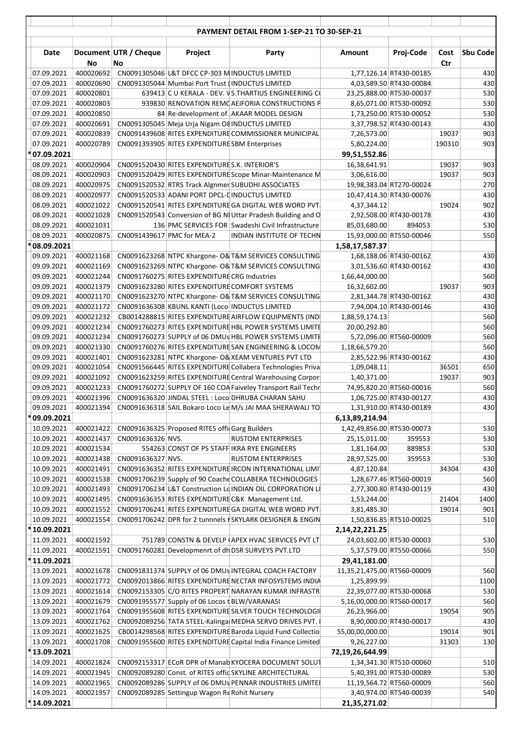**PAYMENT DETAIL FROM 1-SEP-21 TO 30-SEP-21**

| Date | Document No | UTR / Cheque No | Project | Party | Amount | Proj-Code | Cost Ctr | Sbu Code |
|---|---|---|---|---|---|---|---|---|
| 07.09.2021 | 400020692 | CN0091305046 | L&T DFCC CP-303 M | INDUCTUS LIMITED | 1,77,126.14 | RT430-00185 | | 430 |
| 07.09.2021 | 400020690 | CN0091305044 | Mumbai Port Trust ( | INDUCTUS LIMITED | 4,03,589.50 | RT430-00084 | | 430 |
| 07.09.2021 | 400020801 | 639413 | C U KERALA - DEV. V | S.THARTIUS ENGINEERING C( | 23,25,888.00 | RT530-00037 | | 530 |
| 07.09.2021 | 400020803 | 939830 | RENOVATION REMC | AEIFORIA CONSTRUCTIONS P | 8,65,071.00 | RT530-00092 | | 530 |
| 07.09.2021 | 400020850 | 84 | Re-development of . | AKAAR MODEL DESIGN | 1,73,250.00 | RT530-00052 | | 530 |
| 07.09.2021 | 400020691 | CN0091305045 | Meja Urja Nigam O& | INDUCTUS LIMITED | 3,37,798.52 | RT430-00143 | | 430 |
| 07.09.2021 | 400020839 | CN0091439608 | RITES EXPENDITURE | COMMISSIONER MUNICIPAL | 7,26,573.00 | | 19037 | 903 |
| 07.09.2021 | 400020789 | CN0091393905 | RITES EXPENDITURE | SBM Enterprises | 5,80,224.00 | | 190310 | 903 |
| *07.09.2021 | | | | | 99,51,552.86 | | | |
| 08.09.2021 | 400020904 | CN0091520430 | RITES EXPENDITURE | S.K. INTERIOR'S | 16,38,641.91 | | 19037 | 903 |
| 08.09.2021 | 400020903 | CN0091520429 | RITES EXPENDITURE | Scope Minar-Maintenance M | 3,06,616.00 | | 19037 | 903 |
| 08.09.2021 | 400020975 | CN0091520532 | RTRS Track Algnmer | SUBUDHI ASSOCIATES | 19,98,383.04 | RT270-00024 | | 270 |
| 08.09.2021 | 400020977 | CN0091520533 | ADANI PORT DPCL-[ | INDUCTUS LIMITED | 10,47,414.30 | RT430-00076 | | 430 |
| 08.09.2021 | 400021022 | CN0091520541 | RITES EXPENDITURE | GA DIGITAL WEB WORD PVT. | 4,37,344.12 | | 19024 | 902 |
| 08.09.2021 | 400021028 | CN0091520543 | Conversion of BG NI | Uttar Pradesh Building and O | 2,92,508.00 | RT430-00178 | | 430 |
| 08.09.2021 | 400021031 | 136 | PMC SERVICES FOR | Swadeshi Civil Infrastructure | 85,03,680.00 | 894053 | | 530 |
| 08.09.2021 | 400020875 | CN0091439617 | PMC for MEA-2 | INDIAN INSTITUTE OF TECHN | 15,93,000.00 | RT550-00046 | | 550 |
| *08.09.2021 | | | | | 1,58,17,587.37 | | | |
| 09.09.2021 | 400021168 | CN0091623268 | NTPC Khargone- O& | T&M SERVICES CONSULTING | 1,68,188.06 | RT430-00162 | | 430 |
| 09.09.2021 | 400021169 | CN0091623269 | NTPC Khargone- O& | T&M SERVICES CONSULTING | 3,01,536.60 | RT430-00162 | | 430 |
| 09.09.2021 | 400021244 | CN0091760275 | RITES EXPENDITURE | CRG Industries | 1,66,44,000.00 | | | 560 |
| 09.09.2021 | 400021379 | CN0091623280 | RITES EXPENDITURE | COMFORT SYSTEMS | 16,32,602.00 | | 19037 | 903 |
| 09.09.2021 | 400021170 | CN0091623270 | NTPC Khargone- O& | T&M SERVICES CONSULTING | 2,81,344.78 | RT430-00162 | | 430 |
| 09.09.2021 | 400021172 | CN0091636308 | KBUNL KANTI (Loco | INDUCTUS LIMITED | 7,94,004.10 | RT430-00146 | | 430 |
| 09.09.2021 | 400021232 | CB0014288815 | RITES EXPENDITURE | AIRFLOW EQUIPMENTS (IND | 1,88,59,174.13 | | | 560 |
| 09.09.2021 | 400021234 | CN0091760273 | RITES EXPENDITURE | HBL POWER SYSTEMS LIMITE | 20,00,292.80 | | | 560 |
| 09.09.2021 | 400021234 | CN0091760273 | SUPPLY of 06 DMUs | HBL POWER SYSTEMS LIMITE | 5,72,096.00 | RT560-00009 | | 560 |
| 09.09.2021 | 400021330 | CN0091760276 | RITES EXPENDITURE | SAN ENGINEERING & LOCOM | 1,18,66,579.20 | | | 560 |
| 09.09.2021 | 400021401 | CN0091623281 | NTPC Khargone- O& | XEAM VENTURES PVT LTD | 2,85,522.96 | RT430-00162 | | 430 |
| 09.09.2021 | 400021054 | CN0091566445 | RITES EXPENDITURE | Collabera Technologies Priva | 1,09,048.11 | | 36501 | 650 |
| 09.09.2021 | 400021092 | CN0091623259 | RITES EXPENDITURE | Central Warehousing Corpor: | 1,40,371.00 | | 19037 | 903 |
| 09.09.2021 | 400021233 | CN0091760272 | SUPPLY OF 160 COA | Faiveley Transport Rail Techr | 74,95,820.20 | RT560-00016 | | 560 |
| 09.09.2021 | 400021396 | CN0091636320 | JINDAL STEEL : Loco | DHRUBA CHARAN SAHU | 1,06,725.00 | RT430-00127 | | 430 |
| 09.09.2021 | 400021394 | CN0091636318 | SAIL Bokaro Loco Le | M/s JAI MAA SHERAWALI TO | 1,31,910.00 | RT430-00189 | | 430 |
| *09.09.2021 | | | | | 6,13,89,214.94 | | | |
| 10.09.2021 | 400021422 | CN0091636325 | Proposed RITES offi | Garg Builders | 1,42,49,856.00 | RT530-00073 | | 530 |
| 10.09.2021 | 400021437 | CN0091636326 | NVS. | RUSTOM ENTERPRISES | 25,15,011.00 | 359553 | | 530 |
| 10.09.2021 | 400021534 | 554263 | CONST OF PS STAFF | IKRA RYE ENGINEERS | 1,81,164.00 | 889853 | | 530 |
| 10.09.2021 | 400021438 | CN0091636327 | NVS. | RUSTOM ENTERPRISES | 28,97,525.00 | 359553 | | 530 |
| 10.09.2021 | 400021491 | CN0091636352 | RITES EXPENDITURE | IRCON INTERNATIONAL LIMI | 4,87,120.84 | | 34304 | 430 |
| 10.09.2021 | 400021538 | CN0091706239 | Supply of 90 Coache | COLLABERA TECHNOLOGIES | 1,28,677.46 | RT560-00019 | | 560 |
| 10.09.2021 | 400021493 | CN0091706234 | L&T Construction Lc | INDIAN OIL CORPORATION LI | 2,77,300.80 | RT430-00119 | | 430 |
| 10.09.2021 | 400021495 | CN0091636353 | RITES EXPENDITURE | C&K Management Ltd. | 1,53,244.00 | | 21404 | 1400 |
| 10.09.2021 | 400021552 | CN0091706241 | RITES EXPENDITURE | GA DIGITAL WEB WORD PVT. | 3,81,485.30 | | 19014 | 901 |
| 10.09.2021 | 400021554 | CN0091706242 | DPR for 2 tunnnels I | SKYLARK DESIGNER & ENGIN | 1,50,836.85 | RT510-00025 | | 510 |
| *10.09.2021 | | | | | 2,14,22,221.25 | | | |
| 11.09.2021 | 400021592 | 751789 | CONSTN & DEVELOP ( | APEX HVAC SERVICES PVT LT | 24,03,602.00 | RT530-00003 | | 530 |
| 11.09.2021 | 400021591 | CN0091760281 | Developmenrt of dh | DSR SURVEYS PVT.LTD | 5,37,579.00 | RT550-00066 | | 550 |
| *11.09.2021 | | | | | 29,41,181.00 | | | |
| 13.09.2021 | 400021678 | CN0091831374 | SUPPLY of 06 DMUs | INTEGRAL COACH FACTORY | 11,35,21,475.00 | RT560-00009 | | 560 |
| 13.09.2021 | 400021772 | CN0092013866 | RITES EXPENDITURE | NECTAR INFOSYSTEMS INDIA | 1,25,899.99 | | | 1100 |
| 13.09.2021 | 400021614 | CN0092153305 | C/O RITES PROPERT | NARAYAN KUMAR INFRASTR | 22,39,077.00 | RT530-00068 | | 530 |
| 13.09.2021 | 400021679 | CN0091955577 | Supply of 06 Locos t | BLW/VARANASI | 5,16,00,000.00 | RT560-00017 | | 560 |
| 13.09.2021 | 400021764 | CN0091955608 | RITES EXPENDITURE | SILVER TOUCH TECHNOLOGII | 26,23,966.00 | | 19054 | 905 |
| 13.09.2021 | 400021762 | CN0092089256 | TATA STEEL-Kalinga | MEDHA SERVO DRIVES PVT. I | 8,90,000.00 | RT430-00017 | | 430 |
| 13.09.2021 | 400021625 | CB0014298568 | RITES EXPENDITURE | Baroda Liquid Fund Collectio | 55,00,00,000.00 | | 19014 | 901 |
| 13.09.2021 | 400021708 | CN0091955600 | RITES EXPENDITURE | Capital India Finance Limited | 9,26,227.00 | | 31303 | 130 |
| *13.09.2021 | | | | | 72,19,26,644.99 | | | |
| 14.09.2021 | 400021824 | CN0092153317 | ECoR DPR of Manab | KYOCERA DOCUMENT SOLUT | 1,34,341.30 | RT510-00060 | | 510 |
| 14.09.2021 | 400021945 | CN0092089280 | Const. of RITES offic | SKYLINE ARCHITECTURAL | 5,40,391.00 | RT530-00089 | | 530 |
| 14.09.2021 | 400021965 | CN0092089286 | SUPPLY of 06 DMUs | PENNAR INDUSTRIES LIMITEI | 11,19,564.72 | RT560-00009 | | 560 |
| 14.09.2021 | 400021957 | CN0092089285 | Settingup Wagon Re | Rohit Nursery | 3,40,974.00 | RT540-00039 | | 540 |
| *14.09.2021 | | | | | 21,35,271.02 | | | |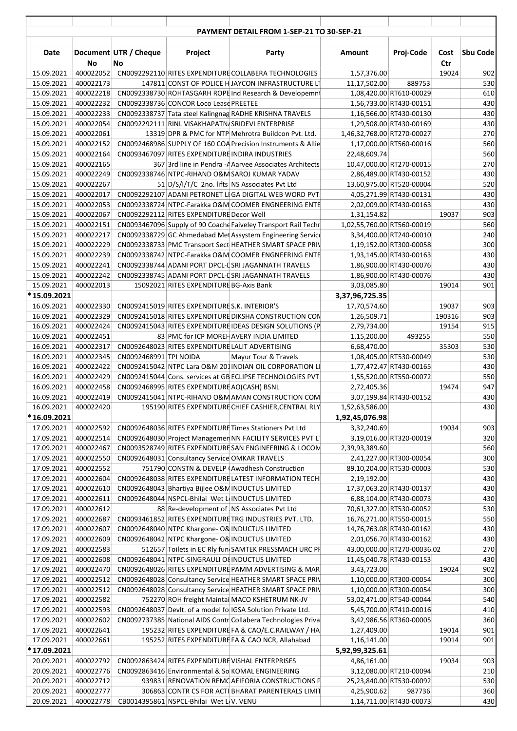## PAYMENT DETAIL FROM 1-SEP-21 TO 30-SEP-21

| Date | Document No | UTR / Cheque No | Project | Party | Amount | Proj-Code | Cost Ctr | Sbu Code |
|---|---|---|---|---|---|---|---|---|
| 15.09.2021 | 400022052 | CN0092292110 | RITES EXPENDITURE | COLLABERA TECHNOLOGIES | 1,57,376.00 | | 19024 | 902 |
| 15.09.2021 | 400022173 | 147811 | CONST OF POLICE H | JAYCON INFRASTRUCTURE LT | 11,17,502.00 | 889753 | | 530 |
| 15.09.2021 | 400022218 | CN0092338730 | ROHTASGARH ROPE | Ind Research & Developemnt | 1,08,420.00 | RT610-00029 | | 610 |
| 15.09.2021 | 400022232 | CN0092338736 | CONCOR Loco Lease | PREETEE | 1,56,733.00 | RT430-00151 | | 430 |
| 15.09.2021 | 400022233 | CN0092338737 | Tata steel Kalingnag | RADHE KRISHNA TRAVELS | 1,16,566.00 | RT430-00130 | | 430 |
| 15.09.2021 | 400022054 | CN0092292111 | RINL VISAKHAPATN | SRIDEVI ENTERPRISE | 1,29,508.00 | RT430-00169 | | 430 |
| 15.09.2021 | 400022061 | 13319 | DPR & PMC for NTP | Mehrotra Buildcon Pvt. Ltd. | 1,46,32,768.00 | RT270-00027 | | 270 |
| 15.09.2021 | 400022152 | CN0092468986 | SUPPLY OF 160 COA | Precision Instruments & Allie | 1,17,000.00 | RT560-00016 | | 560 |
| 15.09.2021 | 400022164 | CN0093467097 | RITES EXPENDITURE | INDIRA INDUSTRIES | 22,48,609.74 | | | 560 |
| 15.09.2021 | 400022165 | 367 | 3rd line in Pendra - | Aarvee Associates Architects | 10,47,000.00 | RT270-00015 | | 270 |
| 15.09.2021 | 400022249 | CN0092338746 | NTPC-RIHAND O&M | SAROJ KUMAR YADAV | 2,86,489.00 | RT430-00152 | | 430 |
| 15.09.2021 | 400022267 | 51 | D/S/I/T/C 2no. lifts | NS Associates Pvt Ltd | 13,60,975.00 | RT520-00004 | | 520 |
| 15.09.2021 | 400022017 | CN0092292107 | ADANI PETRONET LI | GA DIGITAL WEB WORD PVT. | 4,05,271.99 | RT430-00131 | | 430 |
| 15.09.2021 | 400022053 | CN0092338724 | NTPC-Farakka O&M | COOMER ENGNEERING ENTE | 2,02,009.00 | RT430-00163 | | 430 |
| 15.09.2021 | 400022067 | CN0092292112 | RITES EXPENDITURE | Decor Well | 1,31,154.82 | | 19037 | 903 |
| 15.09.2021 | 400022151 | CN0093467096 | Supply of 90 Coache | Faiveley Transport Rail Techr | 1,02,55,760.00 | RT560-00019 | | 560 |
| 15.09.2021 | 400022217 | CN0092338729 | GC Ahmedabad Met | Assystem Engineering Service | 3,34,400.00 | RT240-00010 | | 240 |
| 15.09.2021 | 400022229 | CN0092338733 | PMC Transport Sect | HEATHER SMART SPACE PRIV | 1,19,152.00 | RT300-00058 | | 300 |
| 15.09.2021 | 400022239 | CN0092338742 | NTPC-Farakka O&M | COOMER ENGNEERING ENTE | 1,93,145.00 | RT430-00163 | | 430 |
| 15.09.2021 | 400022241 | CN0092338744 | ADANI PORT DPCL-D | SRI JAGANNATH TRAVELS | 1,86,900.00 | RT430-00076 | | 430 |
| 15.09.2021 | 400022242 | CN0092338745 | ADANI PORT DPCL-D | SRI JAGANNATH TRAVELS | 1,86,900.00 | RT430-00076 | | 430 |
| 15.09.2021 | 400022013 | 15092021 | RITES EXPENDITURE | BG-Axis Bank | 3,03,085.80 | | 19014 | 901 |
| *15.09.2021 | | | | | 3,37,96,725.35 | | | |
| 16.09.2021 | 400022330 | CN0092415019 | RITES EXPENDITURE | S.K. INTERIOR'S | 17,70,574.60 | | 19037 | 903 |
| 16.09.2021 | 400022329 | CN0092415018 | RITES EXPENDITURE | DIKSHA CONSTRUCTION CON | 1,26,509.71 | | 190316 | 903 |
| 16.09.2021 | 400022424 | CN0092415043 | RITES EXPENDITURE | IDEAS DESIGN SOLUTIONS (P | 2,79,734.00 | | 19154 | 915 |
| 16.09.2021 | 400022451 | 83 | PMC for ICP MOREH | AVERY INDIA LIMITED | 1,15,200.00 | 493255 | | 550 |
| 16.09.2021 | 400022317 | CN0092648023 | RITES EXPENDITURE | LALIT ADVERTISING | 6,68,470.00 | | 35303 | 530 |
| 16.09.2021 | 400022345 | CN0092468991 | TPI NOIDA | Mayur Tour & Travels | 1,08,405.00 | RT530-00049 | | 530 |
| 16.09.2021 | 400022422 | CN0092415042 | NTPC Lara O&M 201 | INDIAN OIL CORPORATION LI | 1,77,472.47 | RT430-00165 | | 430 |
| 16.09.2021 | 400022429 | CN0092415044 | Cons. services at GB | ECLIPSE TECHNOLOGIES PVT | 1,55,520.00 | RT550-00072 | | 550 |
| 16.09.2021 | 400022458 | CN0092468995 | RITES EXPENDITURE | AO(CASH) BSNL | 2,72,405.36 | | 19474 | 947 |
| 16.09.2021 | 400022419 | CN0092415041 | NTPC-RIHAND O&M | AMAN CONSTRUCTION COM | 3,07,199.84 | RT430-00152 | | 430 |
| 16.09.2021 | 400022420 | 195190 | RITES EXPENDITURE | CHIEF CASHIER,CENTRAL RLY | 1,52,63,586.00 | | | 430 |
| *16.09.2021 | | | | | 1,92,45,076.98 | | | |
| 17.09.2021 | 400022592 | CN0092648036 | RITES EXPENDITURE | Times Stationers Pvt Ltd | 3,32,240.69 | | 19034 | 903 |
| 17.09.2021 | 400022514 | CN0092648030 | Project Managemen | NN FACILITY SERVICES PVT LT | 3,19,016.00 | RT320-00019 | | 320 |
| 17.09.2021 | 400022467 | CN0093528749 | RITES EXPENDITURE | SAN ENGINEERING & LOCOM | 2,39,93,389.60 | | | 560 |
| 17.09.2021 | 400022550 | CN0092648031 | Consultancy Service | OMKAR TRAVELS | 2,41,227.00 | RT300-00054 | | 300 |
| 17.09.2021 | 400022552 | 751790 | CONSTN & DEVELOP | Awadhesh Construction | 89,10,204.00 | RT530-00003 | | 530 |
| 17.09.2021 | 400022604 | CN0092648038 | RITES EXPENDITURE | LATEST INFORMATION TECH | 2,19,192.00 | | | 430 |
| 17.09.2021 | 400022610 | CN0092648043 | Bhartiya Bijlee O&M | INDUCTUS LIMITED | 17,37,063.20 | RT430-00137 | | 430 |
| 17.09.2021 | 400022611 | CN0092648044 | NSPCL-Bhilai Wet L | INDUCTUS LIMITED | 6,88,104.00 | RT430-00073 | | 430 |
| 17.09.2021 | 400022612 | 88 | Re-development of | NS Associates Pvt Ltd | 70,61,327.00 | RT530-00052 | | 530 |
| 17.09.2021 | 400022687 | CN0093461852 | RITES EXPENDITURE | TRG INDUSTRIES PVT. LTD. | 16,76,271.00 | RT550-00015 | | 550 |
| 17.09.2021 | 400022607 | CN0092648040 | NTPC Khargone- O& | INDUCTUS LIMITED | 14,76,763.08 | RT430-00162 | | 430 |
| 17.09.2021 | 400022609 | CN0092648042 | NTPC Khargone- O& | INDUCTUS LIMITED | 2,01,056.70 | RT430-00162 | | 430 |
| 17.09.2021 | 400022583 | 512657 | Toilets in EC Rly fun | SAMTEK PRESSMACH URC PF | 43,00,000.00 | RT270-00036.02 | | 270 |
| 17.09.2021 | 400022608 | CN0092648041 | NTPC-SINGRAULI O& | INDUCTUS LIMITED | 11,45,040.78 | RT430-00153 | | 430 |
| 17.09.2021 | 400022470 | CN0092648026 | RITES EXPENDITURE | PAMM ADVERTISING & MAR | 3,43,723.00 | | 19024 | 902 |
| 17.09.2021 | 400022512 | CN0092648028 | Consultancy Service | HEATHER SMART SPACE PRIV | 1,10,000.00 | RT300-00054 | | 300 |
| 17.09.2021 | 400022512 | CN0092648028 | Consultancy Service | HEATHER SMART SPACE PRIV | 1,10,000.00 | RT300-00054 | | 300 |
| 17.09.2021 | 400022582 | 752270 | ROH freight Maintai | MACO KSHETRUM NK-JV | 53,02,471.00 | RT540-00044 | | 540 |
| 17.09.2021 | 400022593 | CN0092648037 | Devlt. of a model fo | IGSA Solution Private Ltd. | 5,45,700.00 | RT410-00016 | | 410 |
| 17.09.2021 | 400022602 | CN0092737385 | National AIDS Contr | Collabera Technologies Priva | 3,42,986.56 | RT360-00005 | | 360 |
| 17.09.2021 | 400022641 | 195232 | RITES EXPENDITURE | FA & CAO/E.C.RAILWAY / HA | 1,27,409.00 | | 19014 | 901 |
| 17.09.2021 | 400022661 | 195252 | RITES EXPENDITURE | FA & CAO NCR, Allahabad | 1,16,141.00 | | 19014 | 901 |
| *17.09.2021 | | | | | 5,92,99,325.61 | | | |
| 20.09.2021 | 400022792 | CN0092863424 | RITES EXPENDITURE | VISHAL ENTERPRISES | 4,86,161.00 | | 19034 | 903 |
| 20.09.2021 | 400022776 | CN0092863416 | Environmental & So | KOMAL ENGINEERING | 3,12,080.00 | RT210-00094 | | 210 |
| 20.09.2021 | 400022712 | 939831 | RENOVATION REMC | AEIFORIA CONSTRUCTIONS P | 25,23,840.00 | RT530-00092 | | 530 |
| 20.09.2021 | 400022777 | 306863 | CONTR CS FOR ACTI | BHARAT PARENTERALS LIMIT | 4,25,900.62 | 987736 | | 360 |
| 20.09.2021 | 400022778 | CB0014395861 | NSPCL-Bhilai Wet L | V. VENU | 1,14,711.00 | RT430-00073 | | 430 |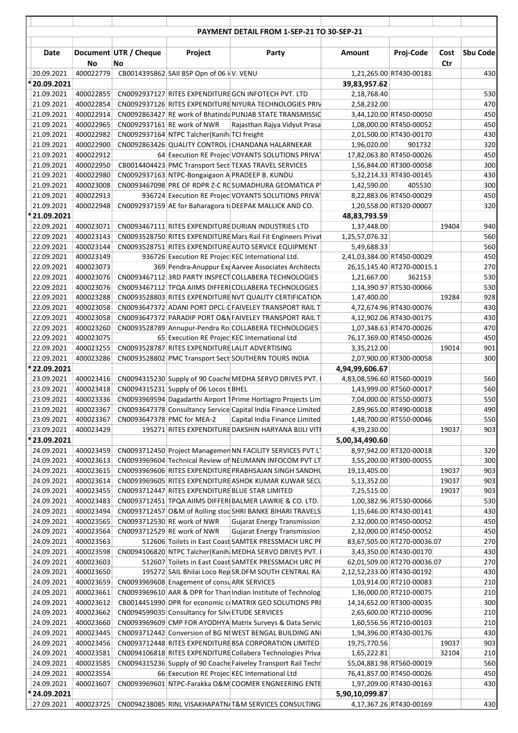## PAYMENT DETAIL FROM 1-SEP-21 TO 30-SEP-21

| Date | Document No | UTR / Cheque No | Project | Party | Amount | Proj-Code | Cost Ctr | Sbu Code |
|---|---|---|---|---|---|---|---|---|
| 20.09.2021 | 400022779 | CB0014395862 | SAIl BSP Opn of 06 l | V. VENU | 1,21,265.00 | RT430-00181 | | 430 |
| *20.09.2021 | | | | | 39,83,957.62 | | | |
| 21.09.2021 | 400022855 | CN0092937127 | RITES EXPENDITURE | GCN INFOTECH PVT. LTD | 2,18,768.40 | | | 530 |
| 21.09.2021 | 400022854 | CN0092937126 | RITES EXPENDITURE | NIYURA TECHNOLOGIES PRIV | 2,58,232.00 | | | 470 |
| 21.09.2021 | 400022914 | CN0092863427 | RE work of Bhatinda | PUNJAB STATE TRANSMISSIC | 3,44,120.00 | RT450-00050 | | 450 |
| 21.09.2021 | 400022965 | CN0092937161 | RE work of NWR | Rajasthan Rajya Vidyut Prasa | 1,08,000.00 | RT450-00052 | | 450 |
| 21.09.2021 | 400022982 | CN0092937164 | NTPC Talcher(Kanih | TCI freight | 2,01,500.00 | RT430-00170 | | 430 |
| 21.09.2021 | 400022900 | CN0092863426 | QUALITY CONTROL | CHANDANA HALARNEKAR | 1,96,020.00 | 901732 | | 320 |
| 21.09.2021 | 400022912 | 64 | Execution RE Projec | VOYANTS SOLUTIONS PRIVAT | 17,82,063.80 | RT450-00026 | | 450 |
| 21.09.2021 | 400022950 | CB0014404423 | PMC Transport Sect | TEXAS TRAVEL SERVICES | 1,56,844.00 | RT300-00058 | | 300 |
| 21.09.2021 | 400022980 | CN0092937163 | NTPC-Bongaigaon A | PRADEEP B. KUNDU | 5,32,214.33 | RT430-00145 | | 430 |
| 21.09.2021 | 400023008 | CN0093467098 | PRE OF RDPR Z-C RC | SUMADHURA GEOMATICA P | 1,42,590.00 | 405530 | | 300 |
| 21.09.2021 | 400022913 | 936724 | Execution RE Projec | VOYANTS SOLUTIONS PRIVAT | 8,22,883.06 | RT450-00029 | | 450 |
| 21.09.2021 | 400022948 | CN0092937159 | AE for Baharagora t | DEEPAK MALLICK AND CO. | 1,20,558.00 | RT320-00007 | | 320 |
| *21.09.2021 | | | | | 48,83,793.59 | | | |
| 22.09.2021 | 400023071 | CN0093467111 | RITES EXPENDITURE | DURIAN INDUSTRIES LTD | 1,37,448.00 | | 19404 | 940 |
| 22.09.2021 | 400023143 | CN0093528750 | RITES EXPENDITURE | Mars Rail Fit Engineers Privat | 1,25,57,076.32 | | | 560 |
| 22.09.2021 | 400023144 | CN0093528751 | RITES EXPENDITURE | AUTO SERVICE EQUIPMENT | 5,49,688.33 | | | 560 |
| 22.09.2021 | 400023149 | 936726 | Execution RE Projec | KEC International Ltd. | 2,41,03,384.00 | RT450-00029 | | 450 |
| 22.09.2021 | 400023073 | 369 | Pendra-Anuppur Exp | Aarvee Associates Architects | 26,15,145.40 | RT270-00015.1 | | 270 |
| 22.09.2021 | 400023076 | CN0093467112 | 3RD PARTY INSPECT | COLLABERA TECHNOLOGIES | 1,21,667.00 | 362153 | | 530 |
| 22.09.2021 | 400023076 | CN0093467112 | TPQA AIIMS DIFFERI | COLLABERA TECHNOLOGIES | 1,14,390.97 | RT530-00066 | | 530 |
| 22.09.2021 | 400023288 | CN0093528803 | RITES EXPENDITURE | NVT QUALITY CERTIFICATION | 1,47,400.00 | | 19284 | 928 |
| 22.09.2021 | 400023058 | CN0093647372 | ADANI PORT DPCL-D | FAIVELEY TRANSPORT RAIL T | 4,72,674.96 | RT430-00076 | | 430 |
| 22.09.2021 | 400023058 | CN0093647372 | PARADIP PORT O&N | FAIVELEY TRANSPORT RAIL T | 4,12,902.06 | RT430-00175 | | 430 |
| 22.09.2021 | 400023260 | CN0093528789 | Annupur-Pendra Ro | COLLABERA TECHNOLOGIES | 1,07,348.63 | RT470-00026 | | 470 |
| 22.09.2021 | 400023075 | 65 | Execution RE Projec | KEC International Ltd | 76,17,369.00 | RT450-00026 | | 450 |
| 22.09.2021 | 400023255 | CN0093528787 | RITES EXPENDITURE | LALIT ADVERTISING | 3,35,212.00 | | 19014 | 901 |
| 22.09.2021 | 400023286 | CN0093528802 | PMC Transport Sect | SOUTHERN TOURS INDIA | 2,07,900.00 | RT300-00058 | | 300 |
| *22.09.2021 | | | | | 4,94,99,606.67 | | | |
| 23.09.2021 | 400023416 | CN0094315230 | Supply of 90 Coache | MEDHA SERVO DRIVES PVT. I | 4,83,08,596.60 | RT560-00019 | | 560 |
| 23.09.2021 | 400023418 | CN0094315231 | Supply of 06 Locos t | BHEL | 1,43,999.00 | RT560-00017 | | 560 |
| 23.09.2021 | 400023336 | CN0093969594 | Dagadarthi Airport T | Prime Hortiagro Projects Lim | 7,04,000.00 | RT550-00073 | | 550 |
| 23.09.2021 | 400023367 | CN0093647378 | Consultancy Service | Capital India Finance Limited | 2,89,965.00 | RT490-00018 | | 490 |
| 23.09.2021 | 400023367 | CN0093647378 | PMC for MEA-2 | Capital India Finance Limited | 1,48,700.00 | RT550-00046 | | 550 |
| 23.09.2021 | 400023429 | 195271 | RITES EXPENDITURE | DAKSHIN HARYANA BIJLI VITI | 4,39,230.00 | | 19037 | 903 |
| *23.09.2021 | | | | | 5,00,34,490.60 | | | |
| 24.09.2021 | 400023459 | CN0093712450 | Project Managemen | NN FACILITY SERVICES PVT L | 8,97,942.00 | RT320-00018 | | 320 |
| 24.09.2021 | 400023613 | CN0093969604 | Technical Review of | NEUMANN INFOCOM PVT LT | 3,55,200.00 | RT300-00055 | | 300 |
| 24.09.2021 | 400023615 | CN0093969606 | RITES EXPENDITURE | PRABHSAJAN SINGH SANDHU | 19,13,405.00 | | 19037 | 903 |
| 24.09.2021 | 400023614 | CN0093969605 | RITES EXPENDITURE | ASHOK KUMAR KUWAR SECU | 5,13,352.00 | | 19037 | 903 |
| 24.09.2021 | 400023455 | CN0093712447 | RITES EXPENDITURE | BLUE STAR LIMITED | 7,25,515.00 | | 19037 | 903 |
| 24.09.2021 | 400023483 | CN0093712451 | TPQA AIIMS DIFFERI | BALMER LAWRIE & CO. LTD. | 1,00,382.96 | RT530-00066 | | 530 |
| 24.09.2021 | 400023494 | CN0093712457 | O&M of Rolling stoc | SHRI BANKE BIHARI TRAVELS | 1,15,646.00 | RT430-00141 | | 430 |
| 24.09.2021 | 400023565 | CN0093712530 | RE work of NWR | Gujarat Energy Transmission | 2,32,000.00 | RT450-00052 | | 450 |
| 24.09.2021 | 400023564 | CN0093712529 | RE work of NWR | Gujarat Energy Transmission | 2,32,000.00 | RT450-00052 | | 450 |
| 24.09.2021 | 400023563 | 512606 | Toilets in East Coast | SAMTEK PRESSMACH URC PF | 83,67,505.00 | RT270-00036.07 | | 270 |
| 24.09.2021 | 400023598 | CN0094106820 | NTPC Talcher(Kanih | MEDHA SERVO DRIVES PVT. I | 3,43,350.00 | RT430-00170 | | 430 |
| 24.09.2021 | 400023603 | 512607 | Toilets in East Coast | SAMTEK PRESSMACH URC PF | 62,01,509.00 | RT270-00036.07 | | 270 |
| 24.09.2021 | 400023650 | 195272 | SAIL Bhilai Loco Rep | SR.DFM SOUTH CENTRAL RA | 2,12,52,233.00 | RT430-00192 | | 430 |
| 24.09.2021 | 400023659 | CN0093969608 | Enagement of consu | ARK SERVICES | 1,03,914.00 | RT210-00083 | | 210 |
| 24.09.2021 | 400023661 | CN0093969610 | AAR & DPR for Than | Indian Institute of Technolog | 1,36,000.00 | RT210-00075 | | 210 |
| 24.09.2021 | 400023612 | CB0014451990 | DPR for economic co | MATRIX GEO SOLUTIONS PRI | 14,14,652.00 | RT300-00035 | | 300 |
| 24.09.2021 | 400023662 | CN0094599035 | Consultancy for Silv | ETUDE SERVICES | 2,65,600.00 | RT210-00096 | | 210 |
| 24.09.2021 | 400023660 | CN0093969609 | CMP FOR AYODHYA | Matrix Surveys & Data Servic | 1,60,556.56 | RT210-00103 | | 210 |
| 24.09.2021 | 400023445 | CN0093712442 | Conversion of BG N | WEST BENGAL BUILDING ANI | 1,94,396.00 | RT430-00176 | | 430 |
| 24.09.2021 | 400023456 | CN0093712448 | RITES EXPENDITURE | BSA CORPORATION LIMITED | 19,75,770.56 | | 19037 | 903 |
| 24.09.2021 | 400023581 | CN0094106818 | RITES EXPENDITURE | Collabera Technologies Priva | 1,65,222.81 | | 32104 | 210 |
| 24.09.2021 | 400023585 | CN0094315236 | Supply of 90 Coache | Faiveley Transport Rail Techr | 55,04,881.98 | RT560-00019 | | 560 |
| 24.09.2021 | 400023554 | 66 | Execution RE Projec | KEC International Ltd | 76,41,857.00 | RT450-00026 | | 450 |
| 24.09.2021 | 400023607 | CN0093969601 | NTPC-Farakka O&M | COOMER ENGNEERING ENTE | 1,97,209.00 | RT430-00163 | | 430 |
| *24.09.2021 | | | | | 5,90,10,099.87 | | | |
| 27.09.2021 | 400023725 | CN0094238085 | RINL VISAKHAPATNA | T&M SERVICES CONSULTING | 4,17,367.26 | RT430-00169 | | 430 |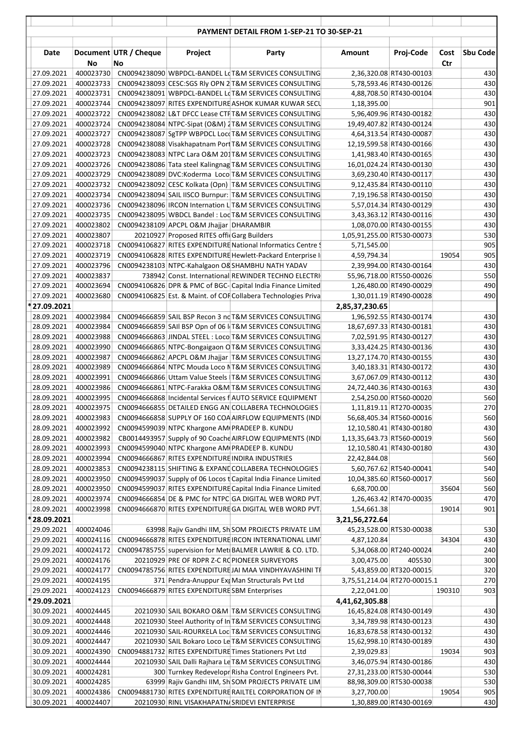## PAYMENT DETAIL FROM 1-SEP-21 TO 30-SEP-21

| Date | Document No | UTR / Cheque No | Project | Party | Amount | Proj-Code | Cost Ctr | Sbu Code |
|---|---|---|---|---|---|---|---|---|
| 27.09.2021 | 400023730 | CN0094238090 | WBPDCL-BANDEL Lo | T&M SERVICES CONSULTING | 2,36,320.08 | RT430-00103 | | 430 |
| 27.09.2021 | 400023733 | CN0094238093 | CESC:SGS Rly OPN 2 | T&M SERVICES CONSULTING | 5,78,593.46 | RT430-00126 | | 430 |
| 27.09.2021 | 400023731 | CN0094238091 | WBPDCL-BANDEL Lo | T&M SERVICES CONSULTING | 4,88,708.50 | RT430-00104 | | 430 |
| 27.09.2021 | 400023744 | CN0094238097 | RITES EXPENDITURE | ASHOK KUMAR KUWAR SECU | 1,18,395.00 | | | 901 |
| 27.09.2021 | 400023722 | CN0094238082 | L&T DFCC Lease CTP | T&M SERVICES CONSULTING | 5,96,409.96 | RT430-00182 | | 430 |
| 27.09.2021 | 400023724 | CN0094238084 | NTPC-Sipat (O&M) 2 | T&M SERVICES CONSULTING | 19,49,407.82 | RT430-00124 | | 430 |
| 27.09.2021 | 400023727 | CN0094238087 | SgTPP WBPDCL Loco | T&M SERVICES CONSULTING | 4,64,313.54 | RT430-00087 | | 430 |
| 27.09.2021 | 400023728 | CN0094238088 | Visakhapatnam Port | T&M SERVICES CONSULTING | 12,19,599.58 | RT430-00166 | | 430 |
| 27.09.2021 | 400023723 | CN0094238083 | NTPC Lara O&M 201 | T&M SERVICES CONSULTING | 1,41,983.40 | RT430-00165 | | 430 |
| 27.09.2021 | 400023726 | CN0094238086 | Tata steel Kalingnag | T&M SERVICES CONSULTING | 16,01,024.24 | RT430-00130 | | 430 |
| 27.09.2021 | 400023729 | CN0094238089 | DVC:Koderma Loco | T&M SERVICES CONSULTING | 3,69,230.40 | RT430-00117 | | 430 |
| 27.09.2021 | 400023732 | CN0094238092 | CESC Kolkata (Opn) | T&M SERVICES CONSULTING | 9,12,435.84 | RT430-00110 | | 430 |
| 27.09.2021 | 400023734 | CN0094238094 | SAIL IISCO Burnpur: | T&M SERVICES CONSULTING | 7,19,196.58 | RT430-00150 | | 430 |
| 27.09.2021 | 400023736 | CN0094238096 | IRCON Internation L | T&M SERVICES CONSULTING | 5,57,014.34 | RT430-00129 | | 430 |
| 27.09.2021 | 400023735 | CN0094238095 | WBDCL Bandel : Loc | T&M SERVICES CONSULTING | 3,43,363.12 | RT430-00116 | | 430 |
| 27.09.2021 | 400023802 | CN0094238109 | APCPL O&M Jhajjar | DHARAMBIR | 1,08,070.00 | RT430-00155 | | 430 |
| 27.09.2021 | 400023807 | 20210927 | Proposed RITES offi | Garg Builders | 1,05,91,255.00 | RT530-00073 | | 530 |
| 27.09.2021 | 400023718 | CN0094106827 | RITES EXPENDITURE | National Informatics Centre S | 5,71,545.00 | | | 905 |
| 27.09.2021 | 400023719 | CN0094106828 | RITES EXPENDITURE | Hewlett-Packard Enterprise I | 4,59,794.34 | | 19054 | 905 |
| 27.09.2021 | 400023796 | CN0094238103 | NTPC-Kahalgaon O& | SHAMBHU NATH YADAV | 2,39,994.00 | RT430-00164 | | 430 |
| 27.09.2021 | 400023837 | 738942 | Const. International | REWINDER TECHNO ELECTRI | 55,96,718.00 | RT550-00026 | | 550 |
| 27.09.2021 | 400023694 | CN0094106826 | DPR & PMC of BGC- | Capital India Finance Limited | 1,26,480.00 | RT490-00029 | | 490 |
| 27.09.2021 | 400023680 | CN0094106825 | Est. & Maint. of COF | Collabera Technologies Priva | 1,30,011.19 | RT490-00028 | | 490 |
| *27.09.2021 | | | | | 2,85,37,230.65 | | | |
| 28.09.2021 | 400023984 | CN0094666859 | SAIL BSP Recon 3 no | T&M SERVICES CONSULTING | 1,96,592.55 | RT430-00174 | | 430 |
| 28.09.2021 | 400023984 | CN0094666859 | SAIl BSP Opn of 06 l | T&M SERVICES CONSULTING | 18,67,697.33 | RT430-00181 | | 430 |
| 28.09.2021 | 400023988 | CN0094666863 | JINDAL STEEL : Loco | T&M SERVICES CONSULTING | 7,02,591.95 | RT430-00127 | | 430 |
| 28.09.2021 | 400023990 | CN0094666865 | NTPC-Bongaigaon O | T&M SERVICES CONSULTING | 3,33,424.25 | RT430-00136 | | 430 |
| 28.09.2021 | 400023987 | CN0094666862 | APCPL O&M Jhajjar | T&M SERVICES CONSULTING | 13,27,174.70 | RT430-00155 | | 430 |
| 28.09.2021 | 400023989 | CN0094666864 | NTPC Mouda Loco M | T&M SERVICES CONSULTING | 3,40,183.31 | RT430-00172 | | 430 |
| 28.09.2021 | 400023991 | CN0094666866 | Uttam Value Steels ( | T&M SERVICES CONSULTING | 3,67,067.09 | RT430-00112 | | 430 |
| 28.09.2021 | 400023986 | CN0094666861 | NTPC-Farakka O&M | T&M SERVICES CONSULTING | 24,72,440.36 | RT430-00163 | | 430 |
| 28.09.2021 | 400023995 | CN0094666868 | Incidental Services f | AUTO SERVICE EQUIPMENT | 2,54,250.00 | RT560-00020 | | 560 |
| 28.09.2021 | 400023975 | CN0094666855 | DETAILED ENGG AN | COLLABERA TECHNOLOGIES | 1,11,819.11 | RT270-00035 | | 270 |
| 28.09.2021 | 400023983 | CN0094666858 | SUPPLY OF 160 COA | AIRFLOW EQUIPMENTS (IND | 56,68,405.34 | RT560-00016 | | 560 |
| 28.09.2021 | 400023992 | CN0094599039 | NTPC Khargone AM | PRADEEP B. KUNDU | 12,10,580.41 | RT430-00180 | | 430 |
| 28.09.2021 | 400023982 | CB0014493957 | Supply of 90 Coache | AIRFLOW EQUIPMENTS (IND | 1,13,35,643.73 | RT560-00019 | | 560 |
| 28.09.2021 | 400023993 | CN0094599040 | NTPC Khargone AM | PRADEEP B. KUNDU | 12,10,580.41 | RT430-00180 | | 430 |
| 28.09.2021 | 400023994 | CN0094666867 | RITES EXPENDITURE | INDIRA INDUSTRIES | 22,42,844.08 | | | 560 |
| 28.09.2021 | 400023853 | CN0094238115 | SHIFTING & EXPAND | COLLABERA TECHNOLOGIES | 5,60,767.62 | RT540-00041 | | 540 |
| 28.09.2021 | 400023950 | CN0094599037 | Supply of 06 Locos t | Capital India Finance Limited | 10,04,385.60 | RT560-00017 | | 560 |
| 28.09.2021 | 400023950 | CN0094599037 | RITES EXPENDITURE | Capital India Finance Limited | 6,68,700.00 | | 35604 | 560 |
| 28.09.2021 | 400023974 | CN0094666854 | DE & PMC for NTPC | GA DIGITAL WEB WORD PVT. | 1,26,463.42 | RT470-00035 | | 470 |
| 28.09.2021 | 400023998 | CN0094666870 | RITES EXPENDITURE | GA DIGITAL WEB WORD PVT. | 1,54,661.38 | | 19014 | 901 |
| *28.09.2021 | | | | | 3,21,56,272.64 | | | |
| 29.09.2021 | 400024046 | 63998 | Rajiv Gandhi IIM, Sh | SOM PROJECTS PRIVATE LIM | 45,23,528.00 | RT530-00038 | | 530 |
| 29.09.2021 | 400024116 | CN0094666878 | RITES EXPENDITURE | IRCON INTERNATIONAL LIMI | 4,87,120.84 | | 34304 | 430 |
| 29.09.2021 | 400024172 | CN0094785755 | supervision for Met | BALMER LAWRIE & CO. LTD. | 5,34,068.00 | RT240-00024 | | 240 |
| 29.09.2021 | 400024176 | 20210929 | PRE OF RDPR Z-C RC | PIONEER SURVEYORS | 3,00,475.00 | 405530 | | 300 |
| 29.09.2021 | 400024177 | CN0094785756 | RITES EXPENDITURE | JAI MAA VINDHYAVASHINI TR | 5,43,859.00 | RT320-00015 | | 320 |
| 29.09.2021 | 400024195 | 371 | Pendra-Anuppur Exp | Man Structurals Pvt Ltd | 3,75,51,214.04 | RT270-00015.1 | | 270 |
| 29.09.2021 | 400024123 | CN0094666879 | RITES EXPENDITURE | SBM Enterprises | 2,22,041.00 | | 190310 | 903 |
| *29.09.2021 | | | | | 4,41,62,305.88 | | | |
| 30.09.2021 | 400024445 | 20210930 | SAIL BOKARO O&M | T&M SERVICES CONSULTING | 16,45,824.08 | RT430-00149 | | 430 |
| 30.09.2021 | 400024448 | 20210930 | Steel Authority of In | T&M SERVICES CONSULTING | 3,34,789.98 | RT430-00123 | | 430 |
| 30.09.2021 | 400024446 | 20210930 | SAIL-ROURKELA Loc | T&M SERVICES CONSULTING | 16,83,678.58 | RT430-00132 | | 430 |
| 30.09.2021 | 400024447 | 20210930 | SAIL Bokaro Loco Le | T&M SERVICES CONSULTING | 15,62,998.10 | RT430-00189 | | 430 |
| 30.09.2021 | 400024390 | CN0094881732 | RITES EXPENDITURE | Times Stationers Pvt Ltd | 2,39,029.83 | | 19034 | 903 |
| 30.09.2021 | 400024444 | 20210930 | SAIL Dalli Rajhara Le | T&M SERVICES CONSULTING | 3,46,075.94 | RT430-00186 | | 430 |
| 30.09.2021 | 400024281 | 300 | Turnkey Redevelopr | Risha Control Engineers Pvt. | 27,31,233.00 | RT530-00044 | | 530 |
| 30.09.2021 | 400024285 | 63999 | Rajiv Gandhi IIM, Sh | SOM PROJECTS PRIVATE LIM | 88,98,309.00 | RT530-00038 | | 530 |
| 30.09.2021 | 400024386 | CN0094881730 | RITES EXPENDITURE | RAILTEL CORPORATION OF IN | 3,27,700.00 | | 19054 | 905 |
| 30.09.2021 | 400024407 | 20210930 | RINL VISAKHAPATNA | SRIDEVI ENTERPRISE | 1,30,889.00 | RT430-00169 | | 430 |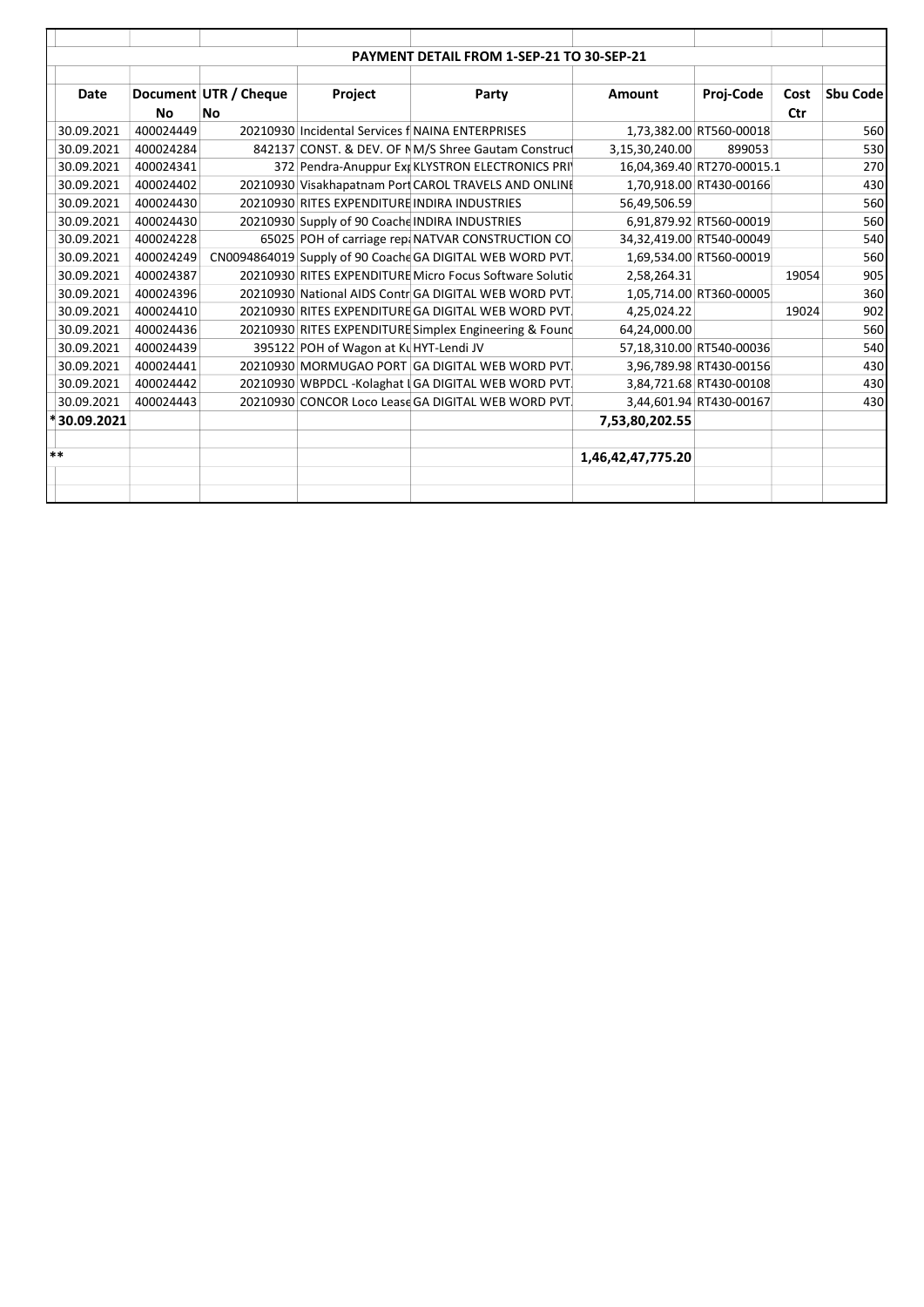**PAYMENT DETAIL FROM 1-SEP-21 TO 30-SEP-21**

| Date | Document No | UTR / Cheque No | Project | Party | Amount | Proj-Code | Cost Ctr | Sbu Code |
|---|---|---|---|---|---|---|---|---|
| 30.09.2021 | 400024449 | 20210930 | Incidental Services f | NAINA ENTERPRISES | 1,73,382.00 | RT560-00018 | | 560 |
| 30.09.2021 | 400024284 | 842137 | CONST. & DEV. OF N | M/S Shree Gautam Construct | 3,15,30,240.00 | 899053 | | 530 |
| 30.09.2021 | 400024341 | 372 | Pendra-Anuppur Exp | KLYSTRON ELECTRONICS PRIV | 16,04,369.40 | RT270-00015.1 | | 270 |
| 30.09.2021 | 400024402 | 20210930 | Visakhapatnam Port | CAROL TRAVELS AND ONLINE | 1,70,918.00 | RT430-00166 | | 430 |
| 30.09.2021 | 400024430 | 20210930 | RITES EXPENDITURE | INDIRA INDUSTRIES | 56,49,506.59 | | | 560 |
| 30.09.2021 | 400024430 | 20210930 | Supply of 90 Coache | INDIRA INDUSTRIES | 6,91,879.92 | RT560-00019 | | 560 |
| 30.09.2021 | 400024228 | 65025 | POH of carriage repa | NATVAR CONSTRUCTION CO | 34,32,419.00 | RT540-00049 | | 540 |
| 30.09.2021 | 400024249 | CN0094864019 | Supply of 90 Coache | GA DIGITAL WEB WORD PVT. | 1,69,534.00 | RT560-00019 | | 560 |
| 30.09.2021 | 400024387 | 20210930 | RITES EXPENDITURE | Micro Focus Software Solutio | 2,58,264.31 | | 19054 | 905 |
| 30.09.2021 | 400024396 | 20210930 | National AIDS Contr | GA DIGITAL WEB WORD PVT. | 1,05,714.00 | RT360-00005 | | 360 |
| 30.09.2021 | 400024410 | 20210930 | RITES EXPENDITURE | GA DIGITAL WEB WORD PVT. | 4,25,024.22 | | 19024 | 902 |
| 30.09.2021 | 400024436 | 20210930 | RITES EXPENDITURE | Simplex Engineering & Found | 64,24,000.00 | | | 560 |
| 30.09.2021 | 400024439 | 395122 | POH of Wagon at Ku | HYT-Lendi JV | 57,18,310.00 | RT540-00036 | | 540 |
| 30.09.2021 | 400024441 | 20210930 | MORMUGAO PORT | GA DIGITAL WEB WORD PVT. | 3,96,789.98 | RT430-00156 | | 430 |
| 30.09.2021 | 400024442 | 20210930 | WBPDCL -Kolaghat L | GA DIGITAL WEB WORD PVT. | 3,84,721.68 | RT430-00108 | | 430 |
| 30.09.2021 | 400024443 | 20210930 | CONCOR Loco Lease | GA DIGITAL WEB WORD PVT. | 3,44,601.94 | RT430-00167 | | 430 |
| ***30.09.2021** | | | | | **7,53,80,202.55** | | | |
| ** | | | | | **1,46,42,47,775.20** | | | |